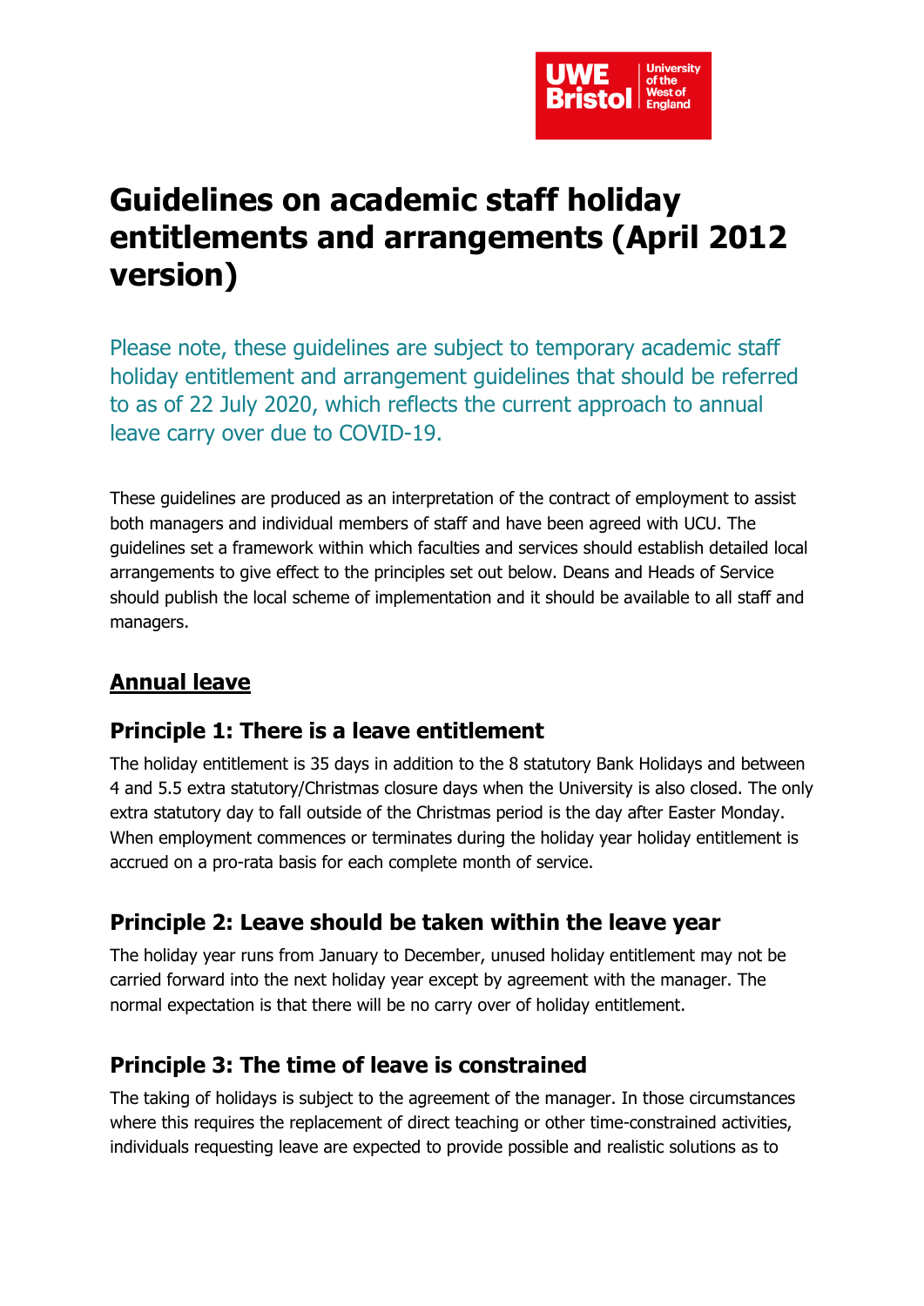# Guidelines on academic staff holiday entitlements and arrangements (April 2012 version)

Please note, these guidelines are subject to temporary academic staff holiday entitlement and arrangement guidelines that should be referred to as of 22 July 2020, which reflects the current approach to annual leave carry over due to COVID-19.

These guidelines are produced as an interpretation of the contract of employment to assist both managers and individual members of staff and have been agreed with UCU. The guidelines set a framework within which faculties and services should establish detailed local arrangements to give effect to the principles set out below. Deans and Heads of Service should publish the local scheme of implementation and it should be available to all staff and managers.

## Annual leave

### Principle 1: There is a leave entitlement

The holiday entitlement is 35 days in addition to the 8 statutory Bank Holidays and between 4 and 5.5 extra statutory/Christmas closure days when the University is also closed. The only extra statutory day to fall outside of the Christmas period is the day after Easter Monday. When employment commences or terminates during the holiday year holiday entitlement is accrued on a pro-rata basis for each complete month of service.

### Principle 2: Leave should be taken within the leave year

The holiday year runs from January to December, unused holiday entitlement may not be carried forward into the next holiday year except by agreement with the manager. The normal expectation is that there will be no carry over of holiday entitlement.

### Principle 3: The time of leave is constrained

The taking of holidays is subject to the agreement of the manager. In those circumstances where this requires the replacement of direct teaching or other time-constrained activities, individuals requesting leave are expected to provide possible and realistic solutions as to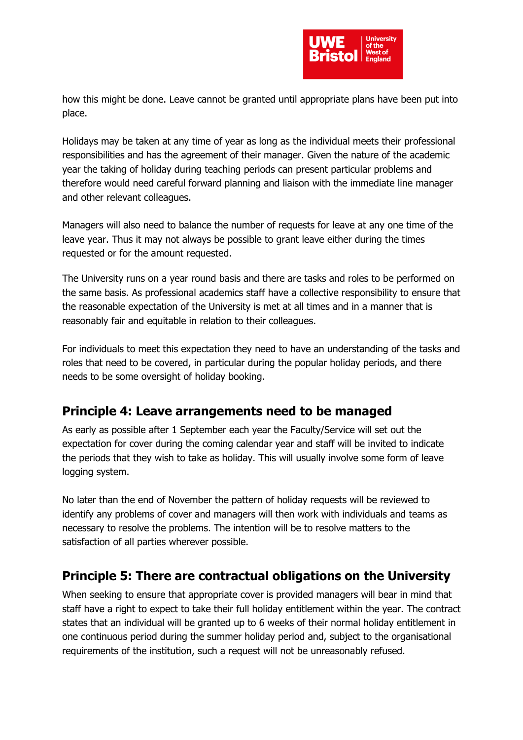how this might be done. Leave cannot be granted until appropriate plans have been put into place.

Holidays may be taken at any time of year as long as the individual meets their professional responsibilities and has the agreement of their manager. Given the nature of the academic year the taking of holiday during teaching periods can present particular problems and therefore would need careful forward planning and liaison with the immediate line manager and other relevant colleagues.

Managers will also need to balance the number of requests for leave at any one time of the leave year. Thus it may not always be possible to grant leave either during the times requested or for the amount requested.

The University runs on a year round basis and there are tasks and roles to be performed on the same basis. As professional academics staff have a collective responsibility to ensure that the reasonable expectation of the University is met at all times and in a manner that is reasonably fair and equitable in relation to their colleagues.

For individuals to meet this expectation they need to have an understanding of the tasks and roles that need to be covered, in particular during the popular holiday periods, and there needs to be some oversight of holiday booking.

## Principle 4: Leave arrangements need to be managed

As early as possible after 1 September each year the Faculty/Service will set out the expectation for cover during the coming calendar year and staff will be invited to indicate the periods that they wish to take as holiday. This will usually involve some form of leave logging system.

No later than the end of November the pattern of holiday requests will be reviewed to identify any problems of cover and managers will then work with individuals and teams as necessary to resolve the problems. The intention will be to resolve matters to the satisfaction of all parties wherever possible.

## Principle 5: There are contractual obligations on the University

When seeking to ensure that appropriate cover is provided managers will bear in mind that staff have a right to expect to take their full holiday entitlement within the year. The contract states that an individual will be granted up to 6 weeks of their normal holiday entitlement in one continuous period during the summer holiday period and, subject to the organisational requirements of the institution, such a request will not be unreasonably refused.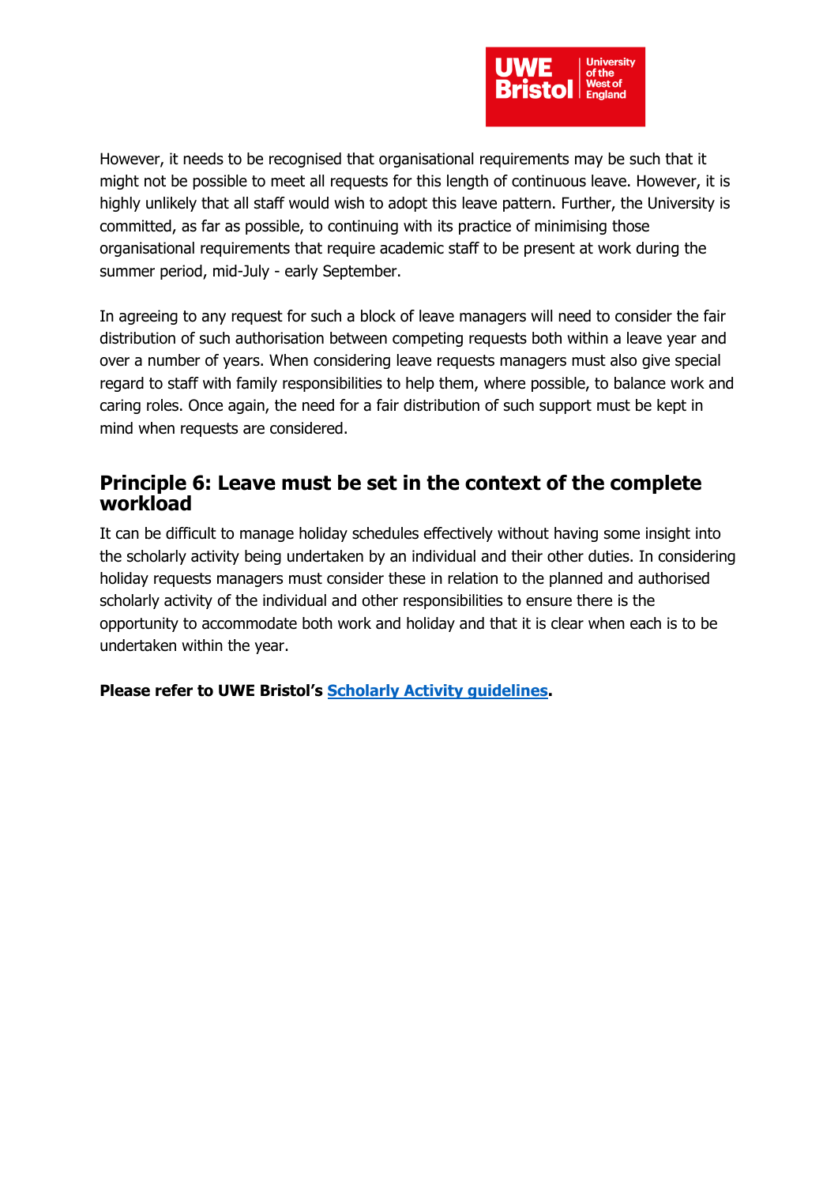However, it needs to be recognised that organisational requirements may be such that it might not be possible to meet all requests for this length of continuous leave. However, it is highly unlikely that all staff would wish to adopt this leave pattern. Further, the University is committed, as far as possible, to continuing with its practice of minimising those organisational requirements that require academic staff to be present at work during the summer period, mid-July - early September.

In agreeing to any request for such a block of leave managers will need to consider the fair distribution of such authorisation between competing requests both within a leave year and over a number of years. When considering leave requests managers must also give special regard to staff with family responsibilities to help them, where possible, to balance work and caring roles. Once again, the need for a fair distribution of such support must be kept in mind when requests are considered.

## Principle 6: Leave must be set in the context of the complete workload

It can be difficult to manage holiday schedules effectively without having some insight into the scholarly activity being undertaken by an individual and their other duties. In considering holiday requests managers must consider these in relation to the planned and authorised scholarly activity of the individual and other responsibilities to ensure there is the opportunity to accommodate both work and holiday and that it is clear when each is to be undertaken within the year.

**Please refer to UWE Bristol's Scholarly Activity guidelines.**